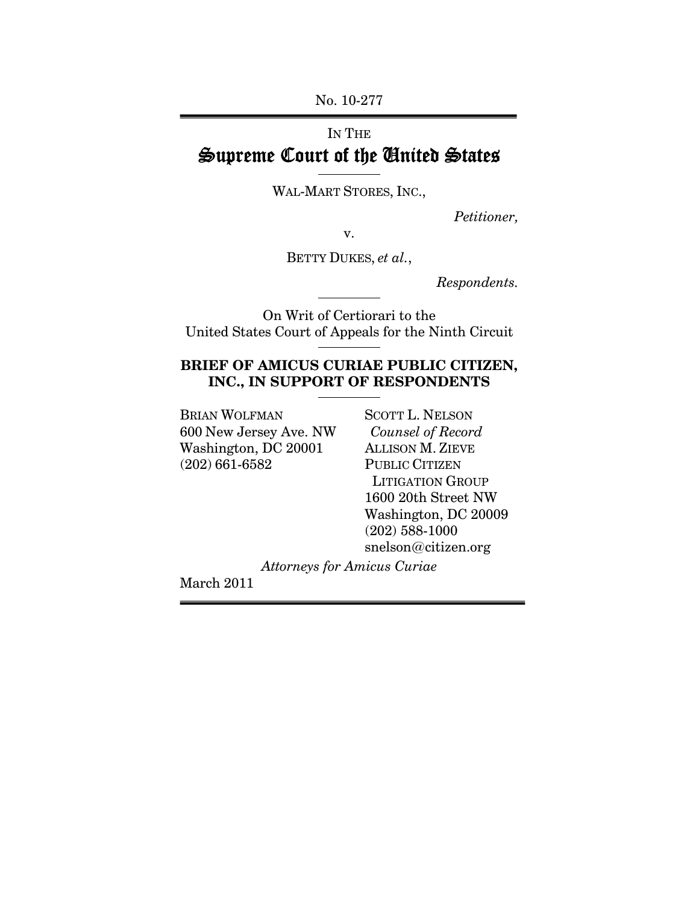No. 10-277

IN THE

# Supreme Court of the United States

WAL-MART STORES, INC.,

*Petitioner,*

v.

BETTY DUKES, *et al.*,

*Respondents.*

On Writ of Certiorari to the United States Court of Appeals for the Ninth Circuit

**BRIEF OF AMICUS CURIAE PUBLIC CITIZEN, INC., IN SUPPORT OF RESPONDENTS**

BRIAN WOLFMAN
600 New Jersey Ave. NW
Washington, DC 20001
(202) 661-6582

SCOTT L. NELSON
*Counsel of Record*
ALLISON M. ZIEVE
PUBLIC CITIZEN
LITIGATION GROUP
1600 20th Street NW
Washington, DC 20009
(202) 588-1000
snelson@citizen.org

*Attorneys for Amicus Curiae*

March 2011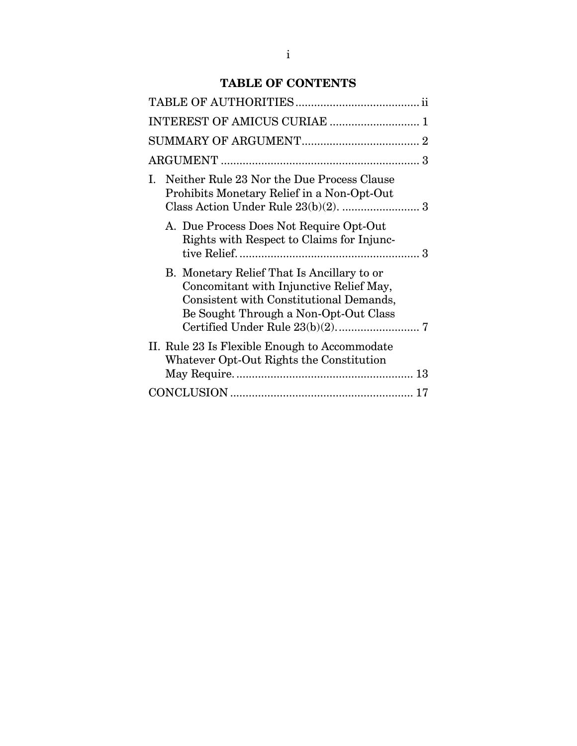# TABLE OF CONTENTS

| | |
|---|---|
| TABLE OF AUTHORITIES | ii |
| INTEREST OF AMICUS CURIAE | 1 |
| SUMMARY OF ARGUMENT | 2 |
| ARGUMENT | 3 |
| I. Neither Rule 23 Nor the Due Process Clause Prohibits Monetary Relief in a Non-Opt-Out Class Action Under Rule 23(b)(2). | 3 |
| A. Due Process Does Not Require Opt-Out Rights with Respect to Claims for Injunctive Relief. | 3 |
| B. Monetary Relief That Is Ancillary to or Concomitant with Injunctive Relief May, Consistent with Constitutional Demands, Be Sought Through a Non-Opt-Out Class Certified Under Rule 23(b)(2). | 7 |
| II. Rule 23 Is Flexible Enough to Accommodate Whatever Opt-Out Rights the Constitution May Require. | 13 |
| CONCLUSION | 17 |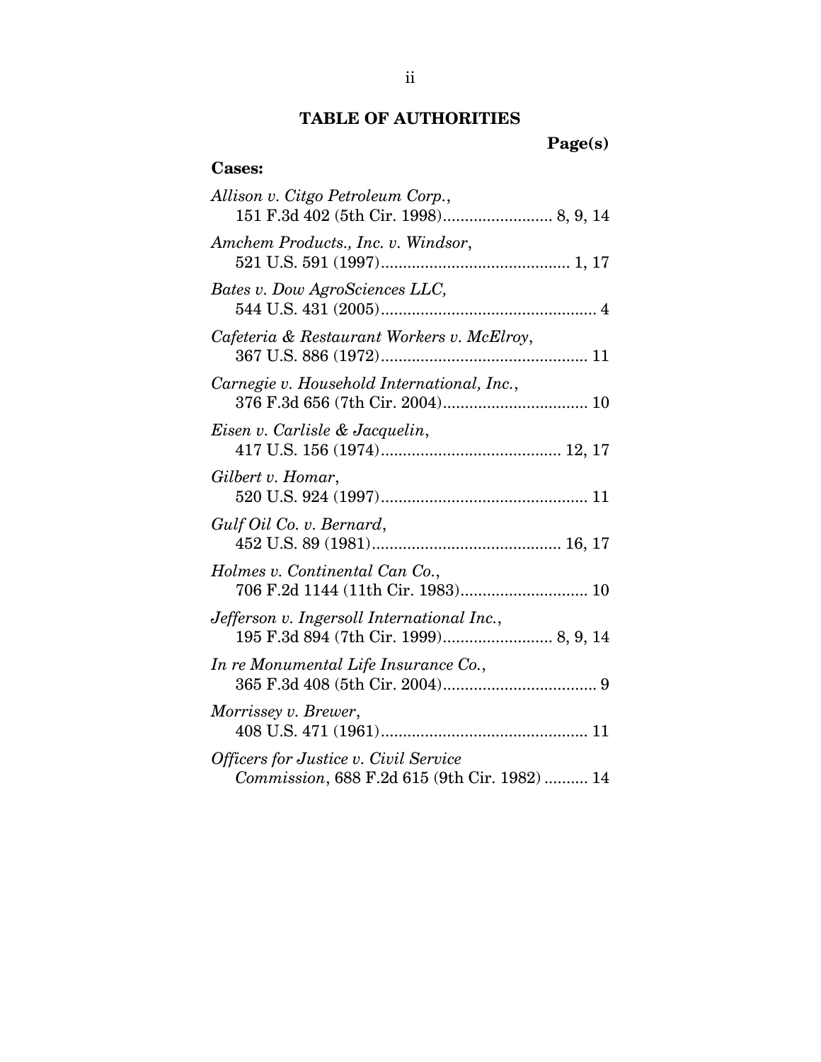## TABLE OF AUTHORITIES

**Page(s)**

**Cases:**

*Allison v. Citgo Petroleum Corp.*, 151 F.3d 402 (5th Cir. 1998) ........................ 8, 9, 14

*Amchem Products., Inc. v. Windsor*, 521 U.S. 591 (1997) .......................................... 1, 17

*Bates v. Dow AgroSciences LLC*, 544 U.S. 431 (2005) ................................................ 4

*Cafeteria & Restaurant Workers v. McElroy*, 367 U.S. 886 (1972) .............................................. 11

*Carnegie v. Household International, Inc.*, 376 F.3d 656 (7th Cir. 2004) ................................ 10

*Eisen v. Carlisle & Jacquelin*, 417 U.S. 156 (1974) ........................................ 12, 17

*Gilbert v. Homar*, 520 U.S. 924 (1997) .............................................. 11

*Gulf Oil Co. v. Bernard*, 452 U.S. 89 (1981) .......................................... 16, 17

*Holmes v. Continental Can Co.*, 706 F.2d 1144 (11th Cir. 1983) ............................ 10

*Jefferson v. Ingersoll International Inc.*, 195 F.3d 894 (7th Cir. 1999) ........................ 8, 9, 14

*In re Monumental Life Insurance Co.*, 365 F.3d 408 (5th Cir. 2004) .................................. 9

*Morrissey v. Brewer*, 408 U.S. 471 (1961) .............................................. 11

*Officers for Justice v. Civil Service Commission*, 688 F.2d 615 (9th Cir. 1982) .......... 14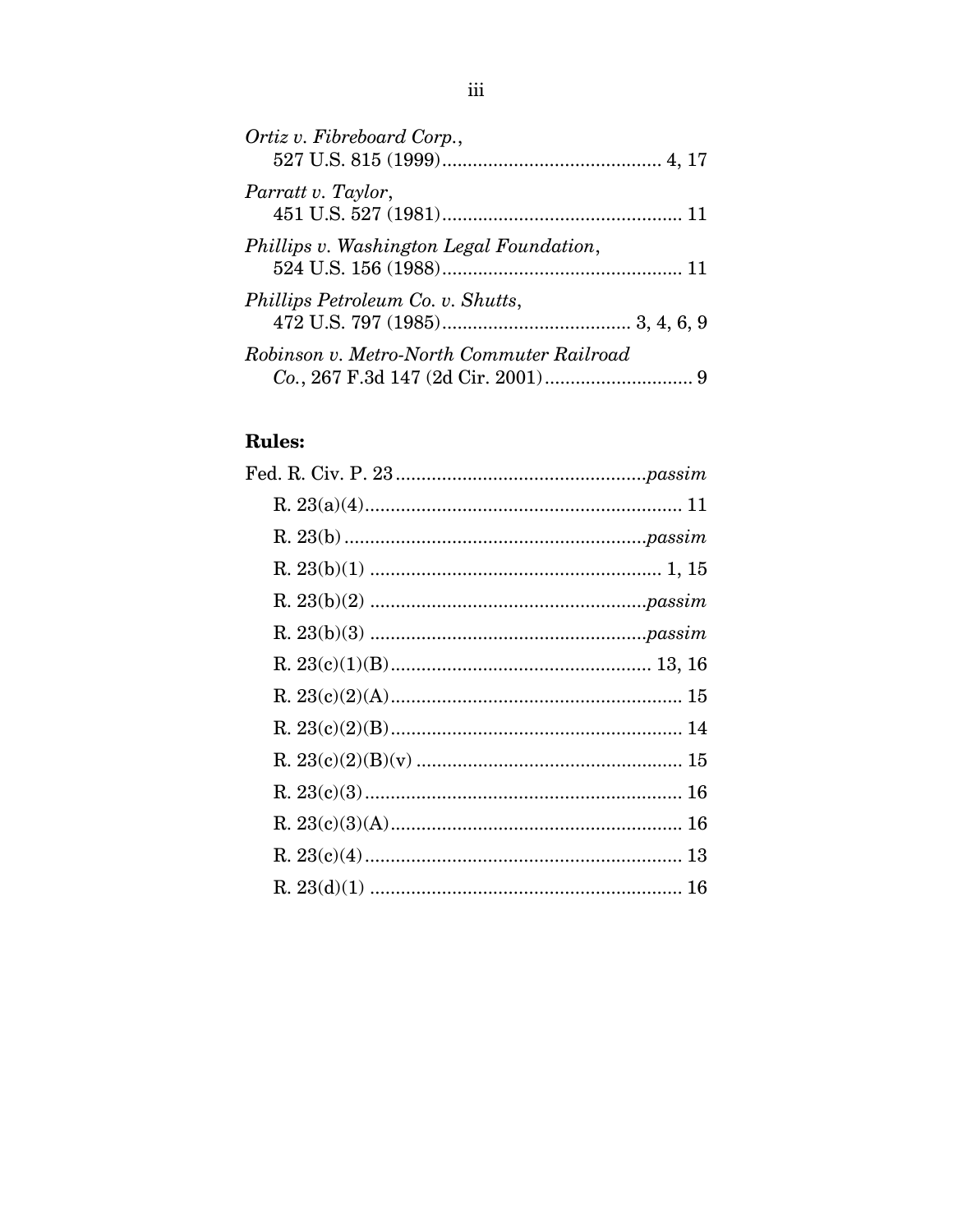*Ortiz v. Fibreboard Corp.*,
527 U.S. 815 (1999) .......................................... 4, 17

*Parratt v. Taylor*,
451 U.S. 527 (1981) .............................................. 11

*Phillips v. Washington Legal Foundation*,
524 U.S. 156 (1988) .............................................. 11

*Phillips Petroleum Co. v. Shutts*,
472 U.S. 797 (1985) .................................... 3, 4, 6, 9

*Robinson v. Metro-North Commuter Railroad Co.*, 267 F.3d 147 (2d Cir. 2001) ............................ 9

**Rules:**

Fed. R. Civ. P. 23 ................................................ *passim*

R. 23(a)(4) ............................................................ 11

R. 23(b) .......................................................... *passim*

R. 23(b)(1) ........................................................ 1, 15

R. 23(b)(2) ..................................................... *passim*

R. 23(b)(3) ..................................................... *passim*

R. 23(c)(1)(B) .................................................. 13, 16

R. 23(c)(2)(A) ........................................................ 15

R. 23(c)(2)(B) ........................................................ 14

R. 23(c)(2)(B)(v) ................................................... 15

R. 23(c)(3) ............................................................. 16

R. 23(c)(3)(A) ........................................................ 16

R. 23(c)(4) ............................................................. 13

R. 23(d)(1) ............................................................ 16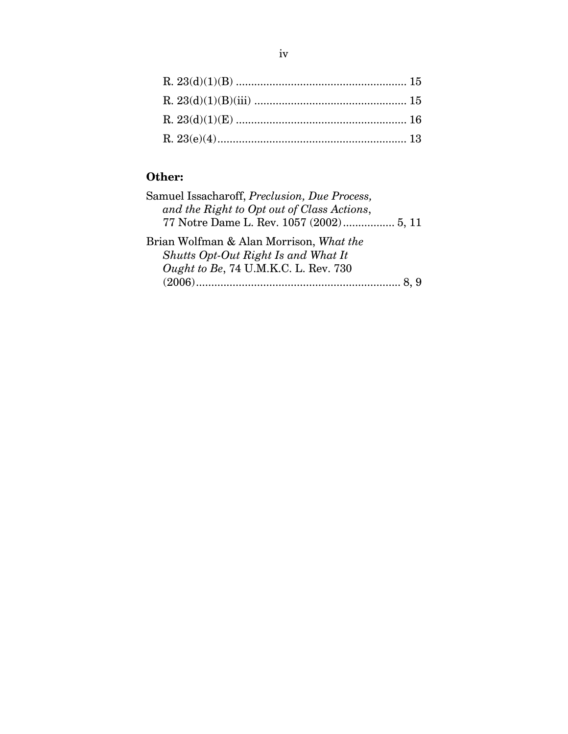R. 23(d)(1)(B) ........................................................ 15

R. 23(d)(1)(B)(iii) .................................................. 15

R. 23(d)(1)(E) ........................................................ 16

R. 23(e)(4) .............................................................. 13

**Other:**

Samuel Issacharoff, *Preclusion, Due Process, and the Right to Opt out of Class Actions*, 77 Notre Dame L. Rev. 1057 (2002) ................. 5, 11

Brian Wolfman & Alan Morrison, *What the Shutts Opt-Out Right Is and What It Ought to Be*, 74 U.M.K.C. L. Rev. 730 (2006) ................................................................... 8, 9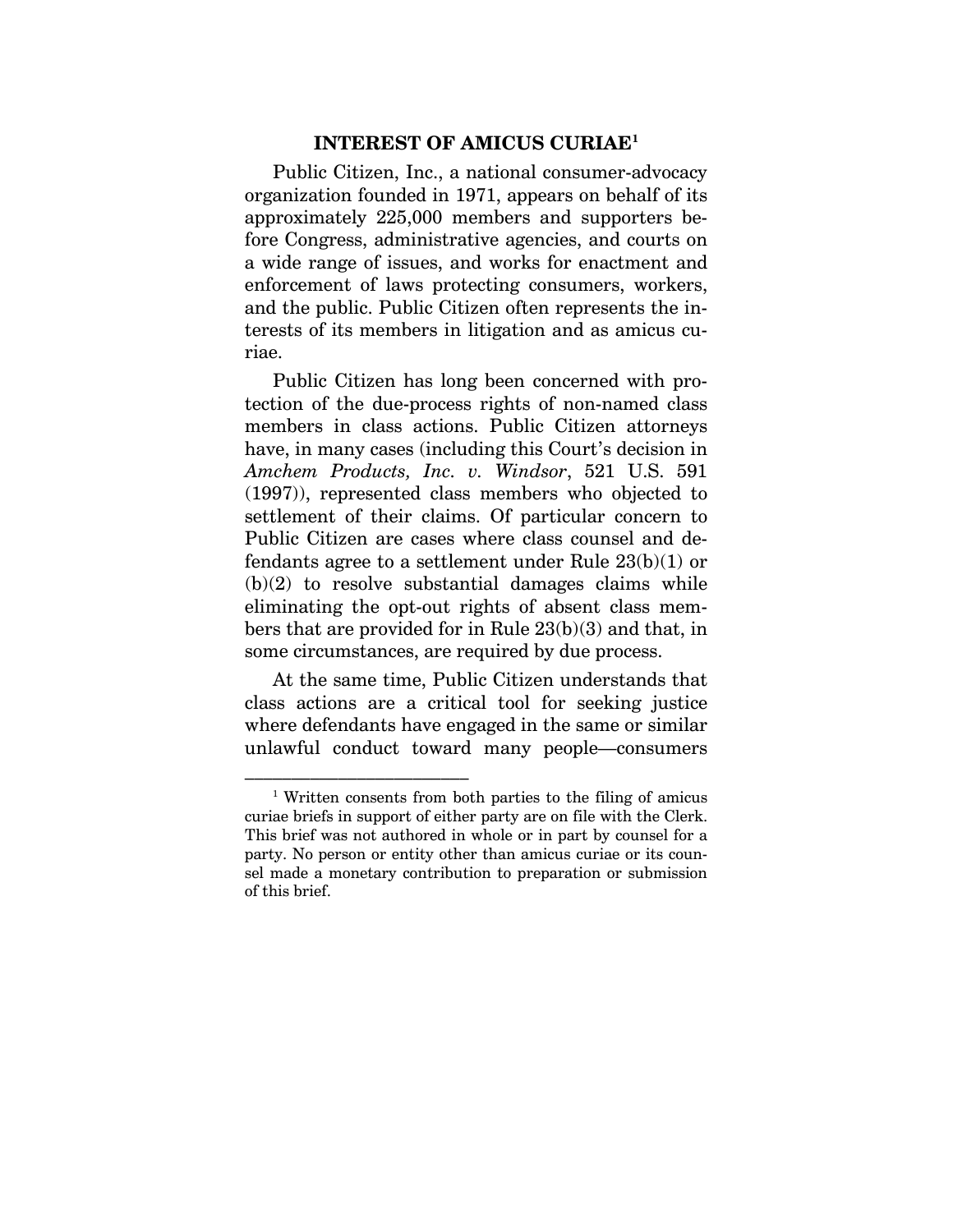## INTEREST OF AMICUS CURIAE[1]

Public Citizen, Inc., a national consumer-advocacy organization founded in 1971, appears on behalf of its approximately 225,000 members and supporters before Congress, administrative agencies, and courts on a wide range of issues, and works for enactment and enforcement of laws protecting consumers, workers, and the public. Public Citizen often represents the interests of its members in litigation and as amicus curiae.

Public Citizen has long been concerned with protection of the due-process rights of non-named class members in class actions. Public Citizen attorneys have, in many cases (including this Court's decision in *Amchem Products, Inc. v. Windsor*, 521 U.S. 591 (1997)), represented class members who objected to settlement of their claims. Of particular concern to Public Citizen are cases where class counsel and defendants agree to a settlement under Rule 23(b)(1) or (b)(2) to resolve substantial damages claims while eliminating the opt-out rights of absent class members that are provided for in Rule 23(b)(3) and that, in some circumstances, are required by due process.

At the same time, Public Citizen understands that class actions are a critical tool for seeking justice where defendants have engaged in the same or similar unlawful conduct toward many people—consumers

---

[1] Written consents from both parties to the filing of amicus curiae briefs in support of either party are on file with the Clerk. This brief was not authored in whole or in part by counsel for a party. No person or entity other than amicus curiae or its counsel made a monetary contribution to preparation or submission of this brief.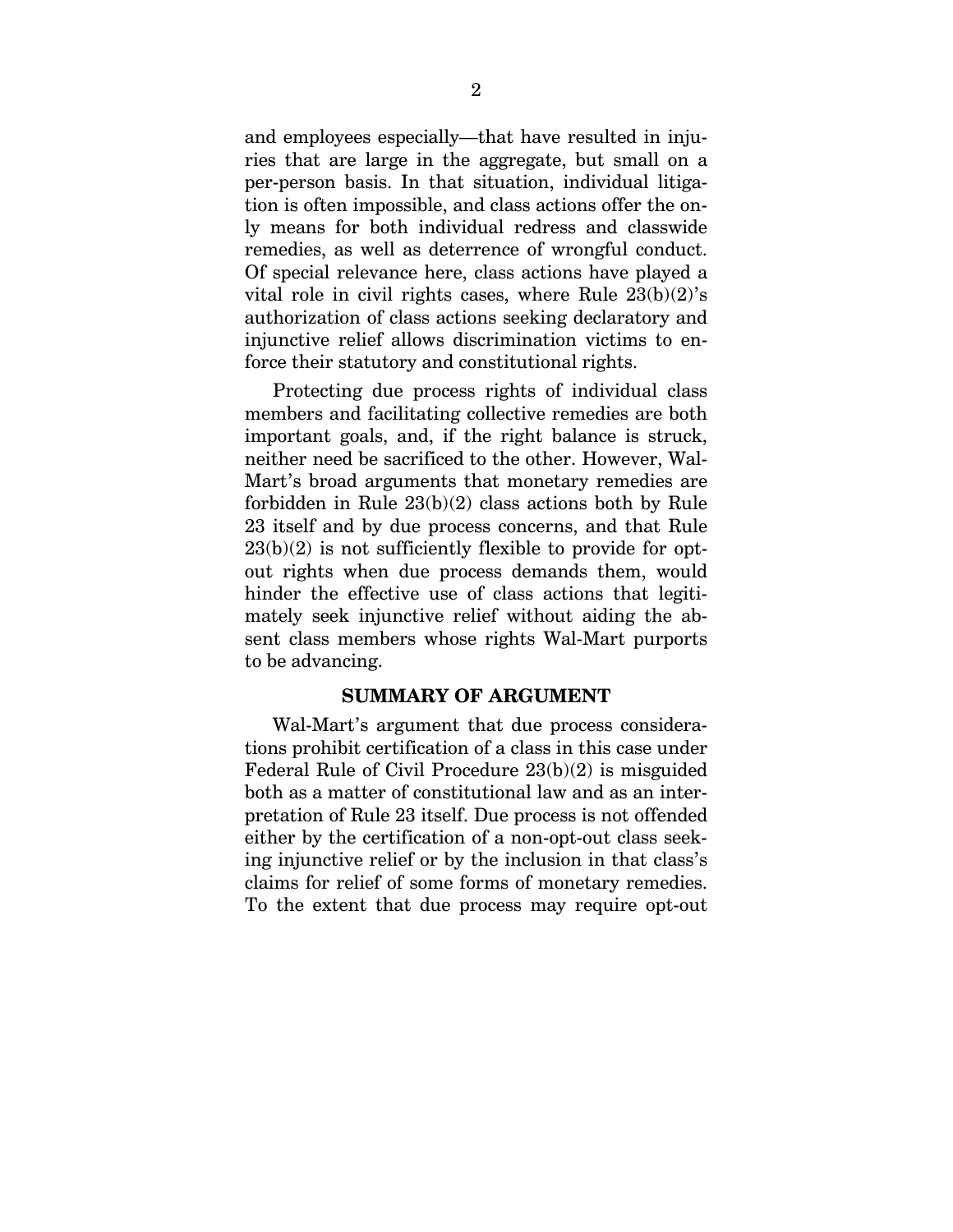and employees especially—that have resulted in injuries that are large in the aggregate, but small on a per-person basis. In that situation, individual litigation is often impossible, and class actions offer the only means for both individual redress and classwide remedies, as well as deterrence of wrongful conduct. Of special relevance here, class actions have played a vital role in civil rights cases, where Rule 23(b)(2)'s authorization of class actions seeking declaratory and injunctive relief allows discrimination victims to enforce their statutory and constitutional rights.

Protecting due process rights of individual class members and facilitating collective remedies are both important goals, and, if the right balance is struck, neither need be sacrificed to the other. However, Wal-Mart's broad arguments that monetary remedies are forbidden in Rule 23(b)(2) class actions both by Rule 23 itself and by due process concerns, and that Rule 23(b)(2) is not sufficiently flexible to provide for opt-out rights when due process demands them, would hinder the effective use of class actions that legitimately seek injunctive relief without aiding the absent class members whose rights Wal-Mart purports to be advancing.

## SUMMARY OF ARGUMENT

Wal-Mart's argument that due process considerations prohibit certification of a class in this case under Federal Rule of Civil Procedure 23(b)(2) is misguided both as a matter of constitutional law and as an interpretation of Rule 23 itself. Due process is not offended either by the certification of a non-opt-out class seeking injunctive relief or by the inclusion in that class's claims for relief of some forms of monetary remedies. To the extent that due process may require opt-out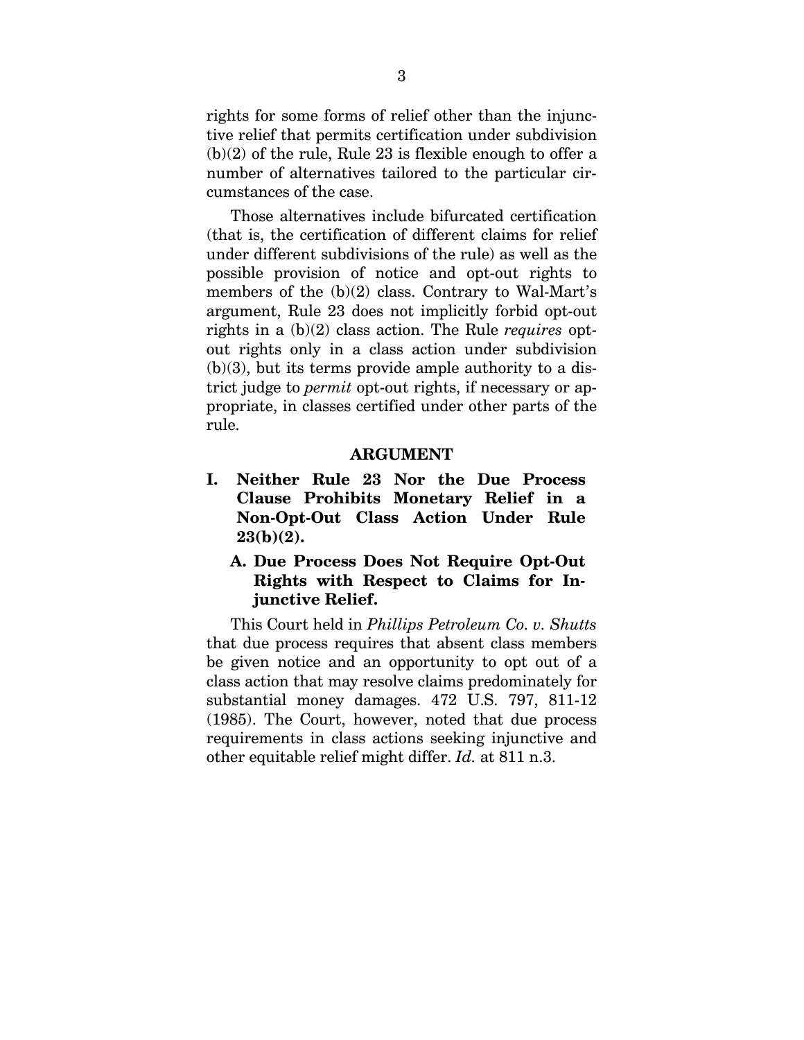rights for some forms of relief other than the injunctive relief that permits certification under subdivision (b)(2) of the rule, Rule 23 is flexible enough to offer a number of alternatives tailored to the particular circumstances of the case.

Those alternatives include bifurcated certification (that is, the certification of different claims for relief under different subdivisions of the rule) as well as the possible provision of notice and opt-out rights to members of the (b)(2) class. Contrary to Wal-Mart's argument, Rule 23 does not implicitly forbid opt-out rights in a (b)(2) class action. The Rule *requires* opt-out rights only in a class action under subdivision (b)(3), but its terms provide ample authority to a district judge to *permit* opt-out rights, if necessary or appropriate, in classes certified under other parts of the rule.

## ARGUMENT

### I. Neither Rule 23 Nor the Due Process Clause Prohibits Monetary Relief in a Non-Opt-Out Class Action Under Rule 23(b)(2).

#### A. Due Process Does Not Require Opt-Out Rights with Respect to Claims for Injunctive Relief.

This Court held in *Phillips Petroleum Co. v. Shutts* that due process requires that absent class members be given notice and an opportunity to opt out of a class action that may resolve claims predominately for substantial money damages. 472 U.S. 797, 811-12 (1985). The Court, however, noted that due process requirements in class actions seeking injunctive and other equitable relief might differ. *Id.* at 811 n.3.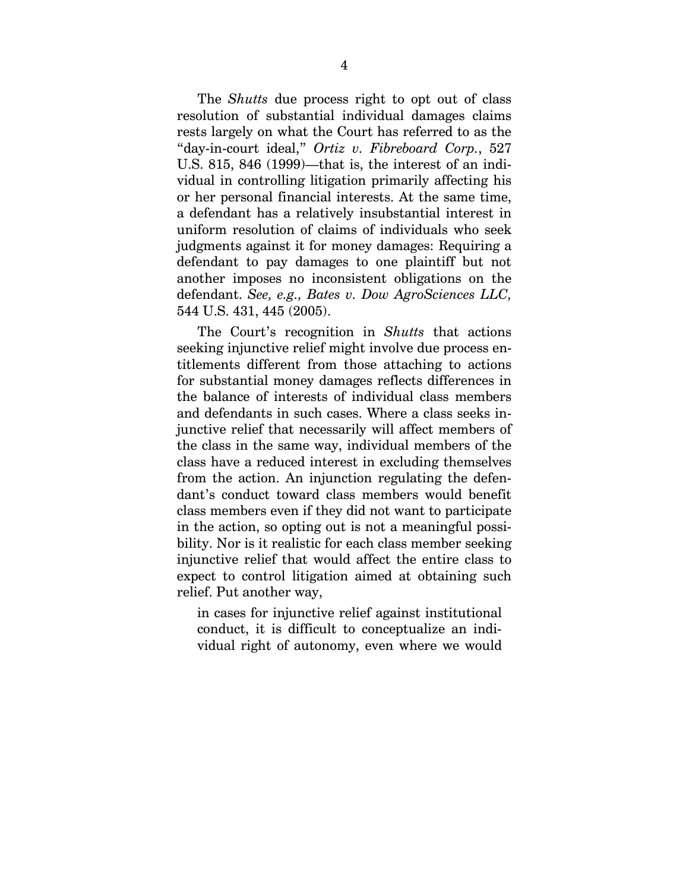The *Shutts* due process right to opt out of class resolution of substantial individual damages claims rests largely on what the Court has referred to as the "day-in-court ideal," *Ortiz v. Fibreboard Corp.*, 527 U.S. 815, 846 (1999)—that is, the interest of an individual in controlling litigation primarily affecting his or her personal financial interests. At the same time, a defendant has a relatively insubstantial interest in uniform resolution of claims of individuals who seek judgments against it for money damages: Requiring a defendant to pay damages to one plaintiff but not another imposes no inconsistent obligations on the defendant. *See, e.g., Bates v. Dow AgroSciences LLC,* 544 U.S. 431, 445 (2005).

The Court's recognition in *Shutts* that actions seeking injunctive relief might involve due process entitlements different from those attaching to actions for substantial money damages reflects differences in the balance of interests of individual class members and defendants in such cases. Where a class seeks injunctive relief that necessarily will affect members of the class in the same way, individual members of the class have a reduced interest in excluding themselves from the action. An injunction regulating the defendant's conduct toward class members would benefit class members even if they did not want to participate in the action, so opting out is not a meaningful possibility. Nor is it realistic for each class member seeking injunctive relief that would affect the entire class to expect to control litigation aimed at obtaining such relief. Put another way,

> in cases for injunctive relief against institutional conduct, it is difficult to conceptualize an individual right of autonomy, even where we would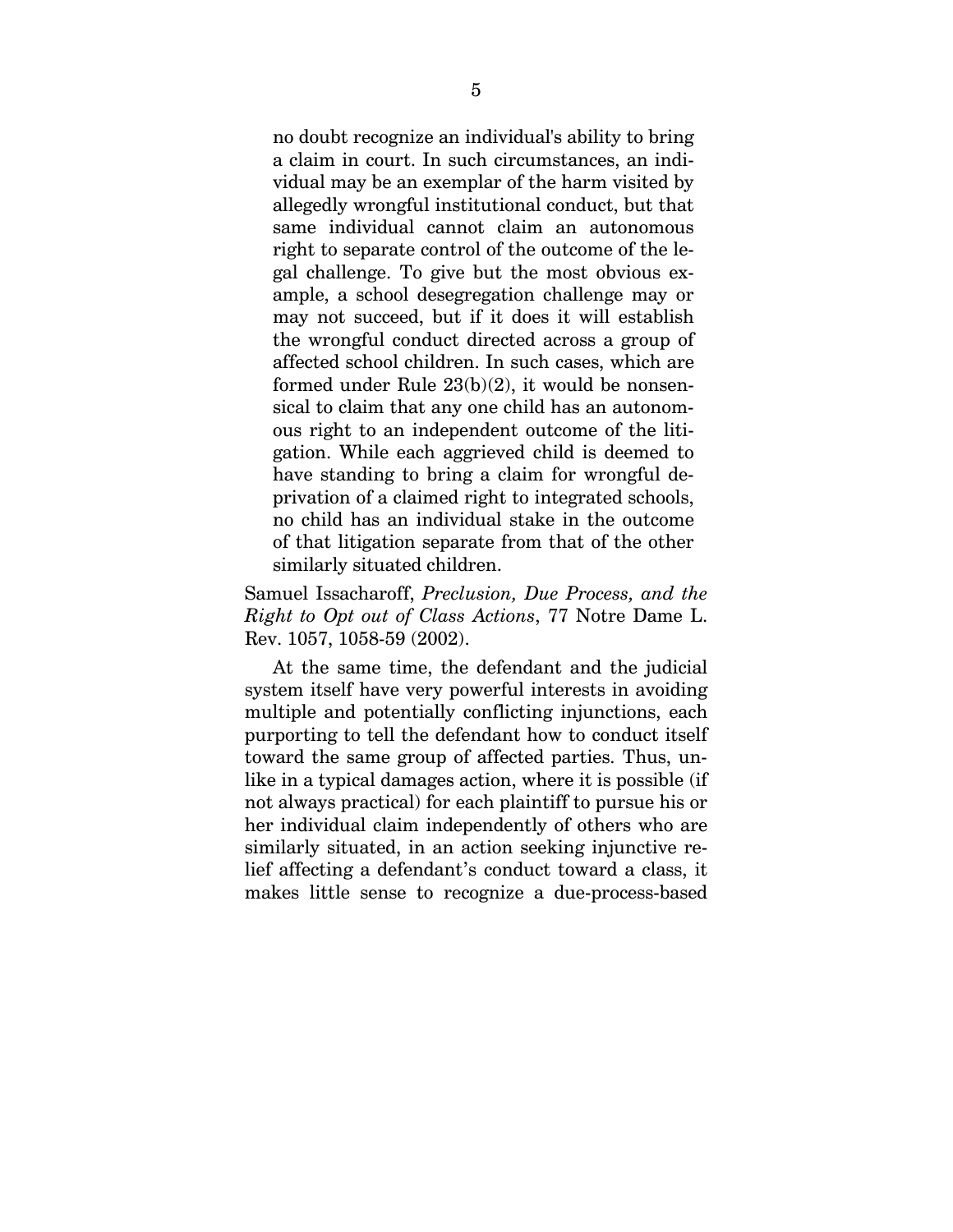> no doubt recognize an individual's ability to bring a claim in court. In such circumstances, an individual may be an exemplar of the harm visited by allegedly wrongful institutional conduct, but that same individual cannot claim an autonomous right to separate control of the outcome of the legal challenge. To give but the most obvious example, a school desegregation challenge may or may not succeed, but if it does it will establish the wrongful conduct directed across a group of affected school children. In such cases, which are formed under Rule 23(b)(2), it would be nonsensical to claim that any one child has an autonomous right to an independent outcome of the litigation. While each aggrieved child is deemed to have standing to bring a claim for wrongful deprivation of a claimed right to integrated schools, no child has an individual stake in the outcome of that litigation separate from that of the other similarly situated children.

Samuel Issacharoff, *Preclusion, Due Process, and the Right to Opt out of Class Actions*, 77 Notre Dame L. Rev. 1057, 1058-59 (2002).

At the same time, the defendant and the judicial system itself have very powerful interests in avoiding multiple and potentially conflicting injunctions, each purporting to tell the defendant how to conduct itself toward the same group of affected parties. Thus, unlike in a typical damages action, where it is possible (if not always practical) for each plaintiff to pursue his or her individual claim independently of others who are similarly situated, in an action seeking injunctive relief affecting a defendant's conduct toward a class, it makes little sense to recognize a due-process-based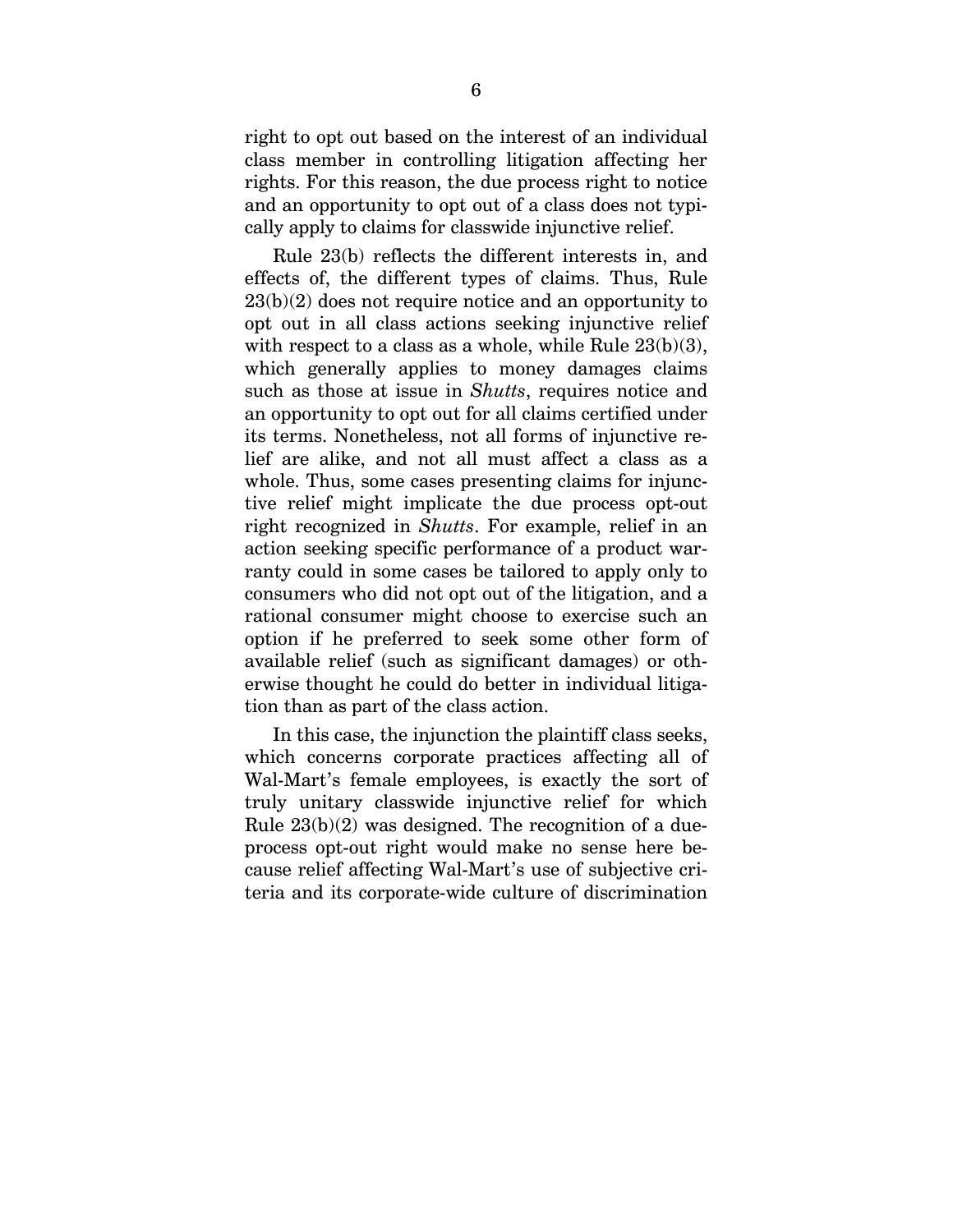right to opt out based on the interest of an individual class member in controlling litigation affecting her rights. For this reason, the due process right to notice and an opportunity to opt out of a class does not typically apply to claims for classwide injunctive relief.

Rule 23(b) reflects the different interests in, and effects of, the different types of claims. Thus, Rule 23(b)(2) does not require notice and an opportunity to opt out in all class actions seeking injunctive relief with respect to a class as a whole, while Rule 23(b)(3), which generally applies to money damages claims such as those at issue in *Shutts*, requires notice and an opportunity to opt out for all claims certified under its terms. Nonetheless, not all forms of injunctive relief are alike, and not all must affect a class as a whole. Thus, some cases presenting claims for injunctive relief might implicate the due process opt-out right recognized in *Shutts*. For example, relief in an action seeking specific performance of a product warranty could in some cases be tailored to apply only to consumers who did not opt out of the litigation, and a rational consumer might choose to exercise such an option if he preferred to seek some other form of available relief (such as significant damages) or otherwise thought he could do better in individual litigation than as part of the class action.

In this case, the injunction the plaintiff class seeks, which concerns corporate practices affecting all of Wal-Mart's female employees, is exactly the sort of truly unitary classwide injunctive relief for which Rule 23(b)(2) was designed. The recognition of a due-process opt-out right would make no sense here because relief affecting Wal-Mart's use of subjective criteria and its corporate-wide culture of discrimination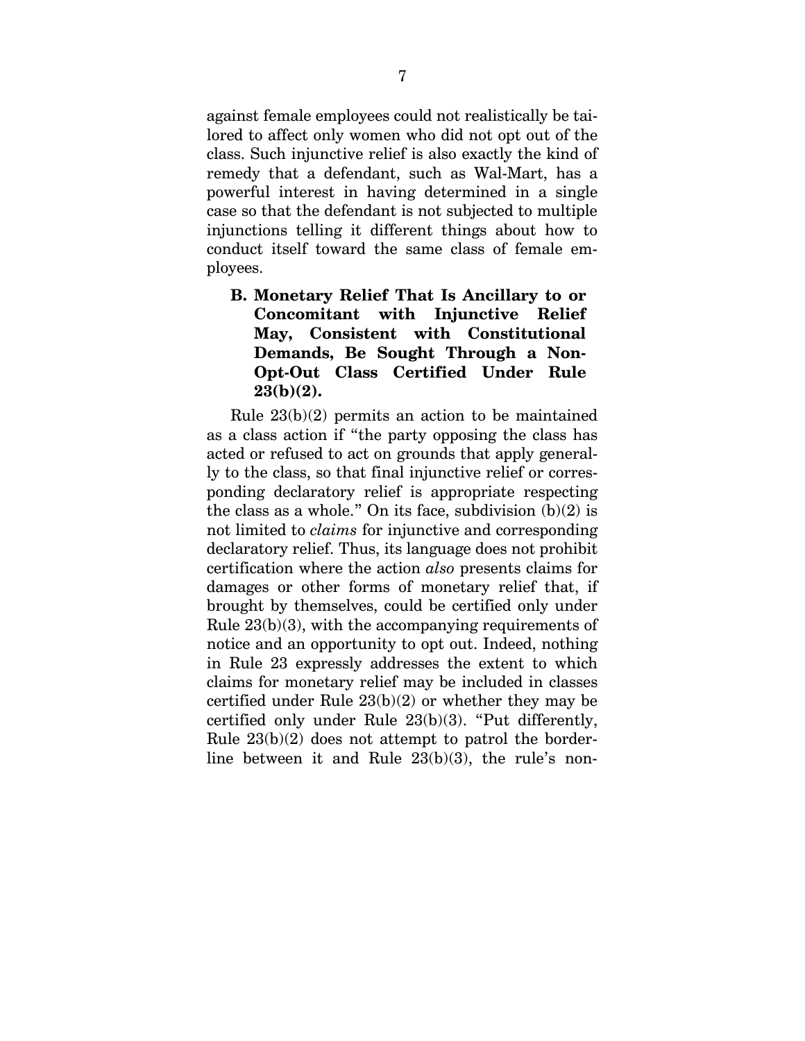against female employees could not realistically be tailored to affect only women who did not opt out of the class. Such injunctive relief is also exactly the kind of remedy that a defendant, such as Wal-Mart, has a powerful interest in having determined in a single case so that the defendant is not subjected to multiple injunctions telling it different things about how to conduct itself toward the same class of female employees.

### B. Monetary Relief That Is Ancillary to or Concomitant with Injunctive Relief May, Consistent with Constitutional Demands, Be Sought Through a Non-Opt-Out Class Certified Under Rule 23(b)(2).

Rule 23(b)(2) permits an action to be maintained as a class action if "the party opposing the class has acted or refused to act on grounds that apply generally to the class, so that final injunctive relief or corresponding declaratory relief is appropriate respecting the class as a whole." On its face, subdivision (b)(2) is not limited to *claims* for injunctive and corresponding declaratory relief. Thus, its language does not prohibit certification where the action *also* presents claims for damages or other forms of monetary relief that, if brought by themselves, could be certified only under Rule 23(b)(3), with the accompanying requirements of notice and an opportunity to opt out. Indeed, nothing in Rule 23 expressly addresses the extent to which claims for monetary relief may be included in classes certified under Rule 23(b)(2) or whether they may be certified only under Rule 23(b)(3). "Put differently, Rule 23(b)(2) does not attempt to patrol the borderline between it and Rule 23(b)(3), the rule's non-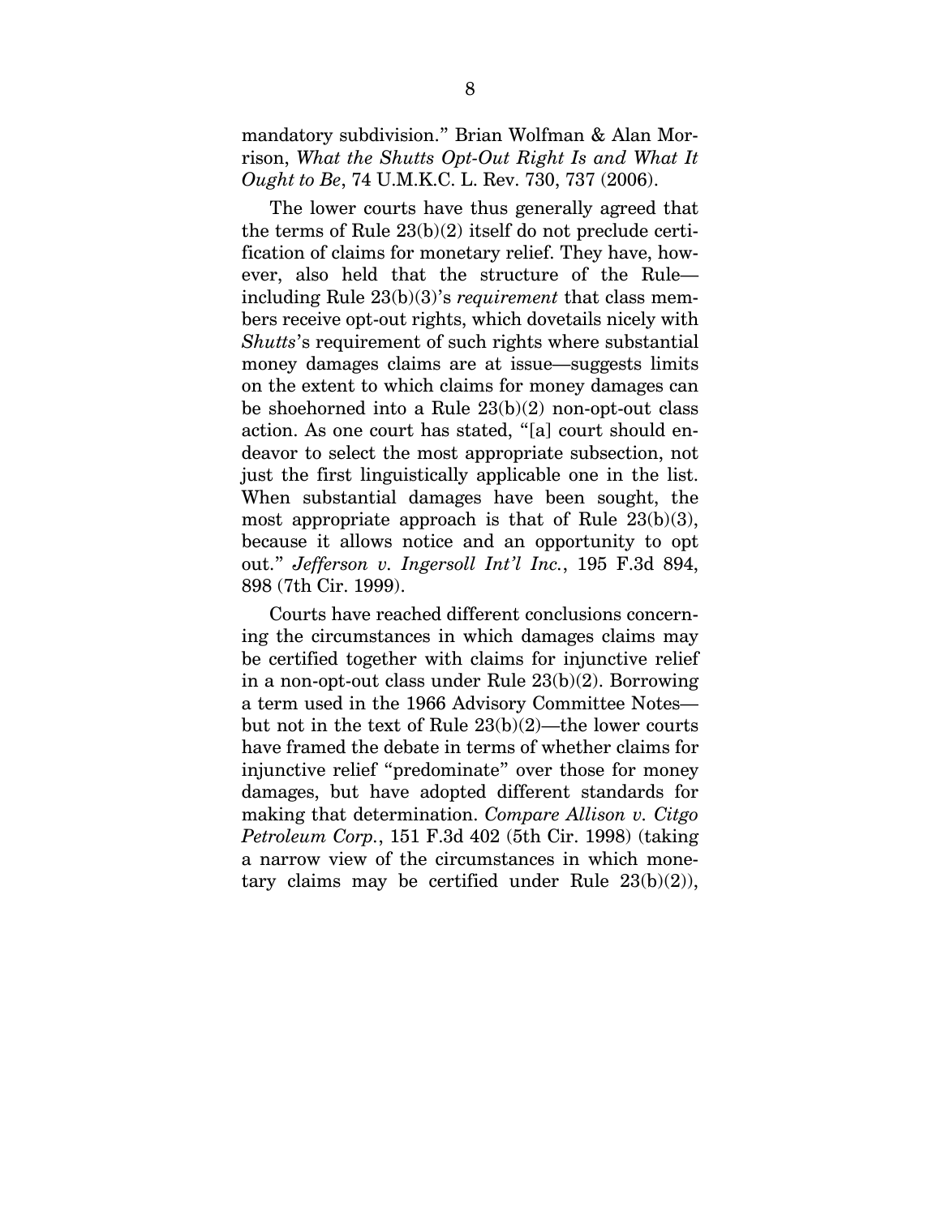mandatory subdivision." Brian Wolfman & Alan Morrison, *What the Shutts Opt-Out Right Is and What It Ought to Be*, 74 U.M.K.C. L. Rev. 730, 737 (2006).

The lower courts have thus generally agreed that the terms of Rule 23(b)(2) itself do not preclude certification of claims for monetary relief. They have, however, also held that the structure of the Rule—including Rule 23(b)(3)'s *requirement* that class members receive opt-out rights, which dovetails nicely with *Shutts*'s requirement of such rights where substantial money damages claims are at issue—suggests limits on the extent to which claims for money damages can be shoehorned into a Rule 23(b)(2) non-opt-out class action. As one court has stated, "[a] court should endeavor to select the most appropriate subsection, not just the first linguistically applicable one in the list. When substantial damages have been sought, the most appropriate approach is that of Rule 23(b)(3), because it allows notice and an opportunity to opt out." *Jefferson v. Ingersoll Int'l Inc.*, 195 F.3d 894, 898 (7th Cir. 1999).

Courts have reached different conclusions concerning the circumstances in which damages claims may be certified together with claims for injunctive relief in a non-opt-out class under Rule 23(b)(2). Borrowing a term used in the 1966 Advisory Committee Notes—but not in the text of Rule 23(b)(2)—the lower courts have framed the debate in terms of whether claims for injunctive relief "predominate" over those for money damages, but have adopted different standards for making that determination. *Compare Allison v. Citgo Petroleum Corp.*, 151 F.3d 402 (5th Cir. 1998) (taking a narrow view of the circumstances in which monetary claims may be certified under Rule 23(b)(2)),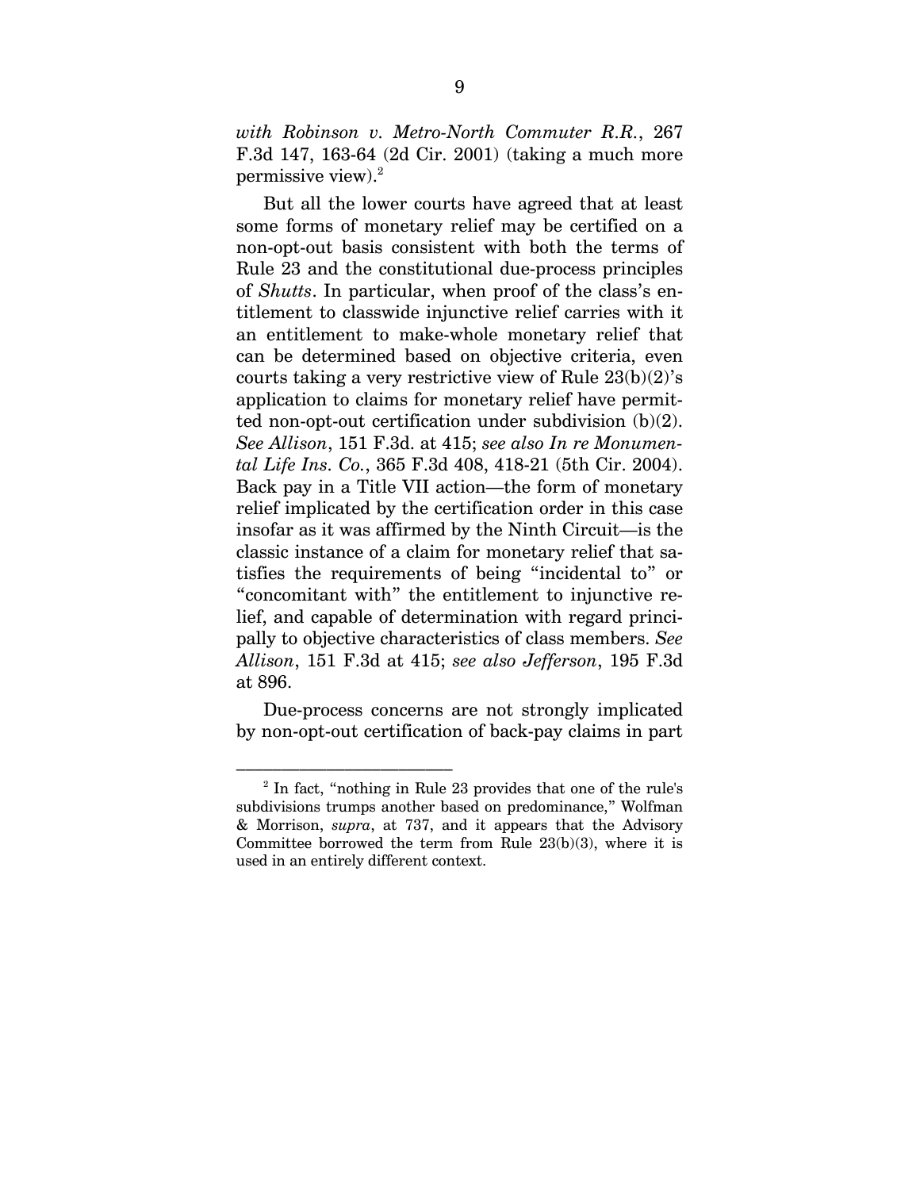*with Robinson v. Metro-North Commuter R.R.*, 267 F.3d 147, 163-64 (2d Cir. 2001) (taking a much more permissive view).[2]

But all the lower courts have agreed that at least some forms of monetary relief may be certified on a non-opt-out basis consistent with both the terms of Rule 23 and the constitutional due-process principles of *Shutts*. In particular, when proof of the class's entitlement to classwide injunctive relief carries with it an entitlement to make-whole monetary relief that can be determined based on objective criteria, even courts taking a very restrictive view of Rule 23(b)(2)'s application to claims for monetary relief have permitted non-opt-out certification under subdivision (b)(2). *See Allison*, 151 F.3d. at 415; *see also In re Monumental Life Ins. Co.*, 365 F.3d 408, 418-21 (5th Cir. 2004). Back pay in a Title VII action—the form of monetary relief implicated by the certification order in this case insofar as it was affirmed by the Ninth Circuit—is the classic instance of a claim for monetary relief that satisfies the requirements of being "incidental to" or "concomitant with" the entitlement to injunctive relief, and capable of determination with regard principally to objective characteristics of class members. *See Allison*, 151 F.3d at 415; *see also Jefferson*, 195 F.3d at 896.

Due-process concerns are not strongly implicated by non-opt-out certification of back-pay claims in part

---

[2] In fact, "nothing in Rule 23 provides that one of the rule's subdivisions trumps another based on predominance," Wolfman & Morrison, *supra*, at 737, and it appears that the Advisory Committee borrowed the term from Rule 23(b)(3), where it is used in an entirely different context.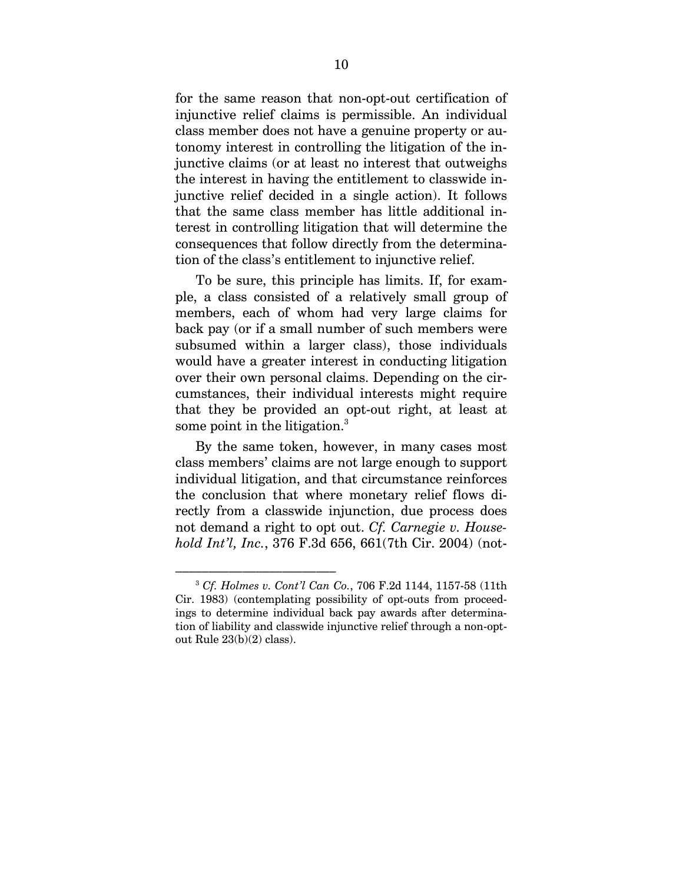for the same reason that non-opt-out certification of injunctive relief claims is permissible. An individual class member does not have a genuine property or autonomy interest in controlling the litigation of the injunctive claims (or at least no interest that outweighs the interest in having the entitlement to classwide injunctive relief decided in a single action). It follows that the same class member has little additional interest in controlling litigation that will determine the consequences that follow directly from the determination of the class's entitlement to injunctive relief.

To be sure, this principle has limits. If, for example, a class consisted of a relatively small group of members, each of whom had very large claims for back pay (or if a small number of such members were subsumed within a larger class), those individuals would have a greater interest in conducting litigation over their own personal claims. Depending on the circumstances, their individual interests might require that they be provided an opt-out right, at least at some point in the litigation.[3]

By the same token, however, in many cases most class members' claims are not large enough to support individual litigation, and that circumstance reinforces the conclusion that where monetary relief flows directly from a classwide injunction, due process does not demand a right to opt out. *Cf. Carnegie v. Household Int'l, Inc.*, 376 F.3d 656, 661(7th Cir. 2004) (not-

---

[3] *Cf. Holmes v. Cont'l Can Co.*, 706 F.2d 1144, 1157-58 (11th Cir. 1983) (contemplating possibility of opt-outs from proceedings to determine individual back pay awards after determination of liability and classwide injunctive relief through a non-opt-out Rule 23(b)(2) class).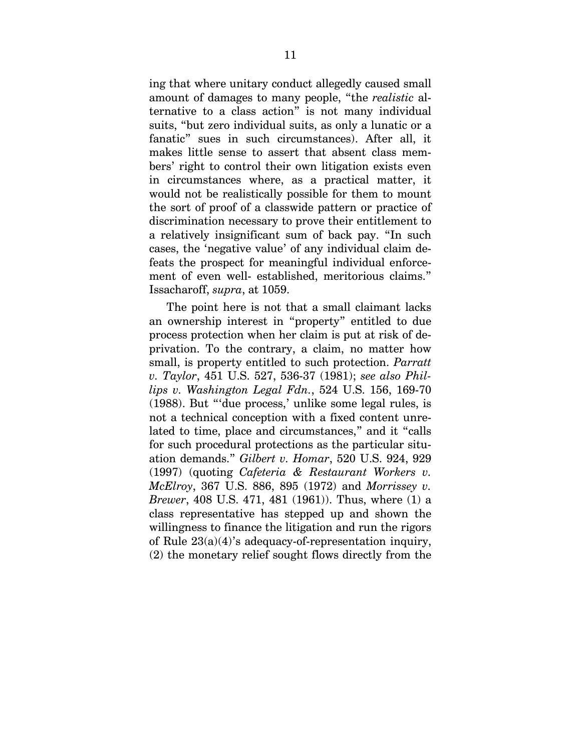ing that where unitary conduct allegedly caused small amount of damages to many people, "the *realistic* alternative to a class action" is not many individual suits, "but zero individual suits, as only a lunatic or a fanatic" sues in such circumstances). After all, it makes little sense to assert that absent class members' right to control their own litigation exists even in circumstances where, as a practical matter, it would not be realistically possible for them to mount the sort of proof of a classwide pattern or practice of discrimination necessary to prove their entitlement to a relatively insignificant sum of back pay. "In such cases, the 'negative value' of any individual claim defeats the prospect for meaningful individual enforcement of even well- established, meritorious claims." Issacharoff, *supra*, at 1059.

The point here is not that a small claimant lacks an ownership interest in "property" entitled to due process protection when her claim is put at risk of deprivation. To the contrary, a claim, no matter how small, is property entitled to such protection. *Parratt v. Taylor*, 451 U.S. 527, 536-37 (1981); *see also Phillips v. Washington Legal Fdn.*, 524 U.S. 156, 169-70 (1988). But "'due process,' unlike some legal rules, is not a technical conception with a fixed content unrelated to time, place and circumstances," and it "calls for such procedural protections as the particular situation demands." *Gilbert v. Homar*, 520 U.S. 924, 929 (1997) (quoting *Cafeteria & Restaurant Workers v. McElroy*, 367 U.S. 886, 895 (1972) and *Morrissey v. Brewer*, 408 U.S. 471, 481 (1961)). Thus, where (1) a class representative has stepped up and shown the willingness to finance the litigation and run the rigors of Rule 23(a)(4)'s adequacy-of-representation inquiry, (2) the monetary relief sought flows directly from the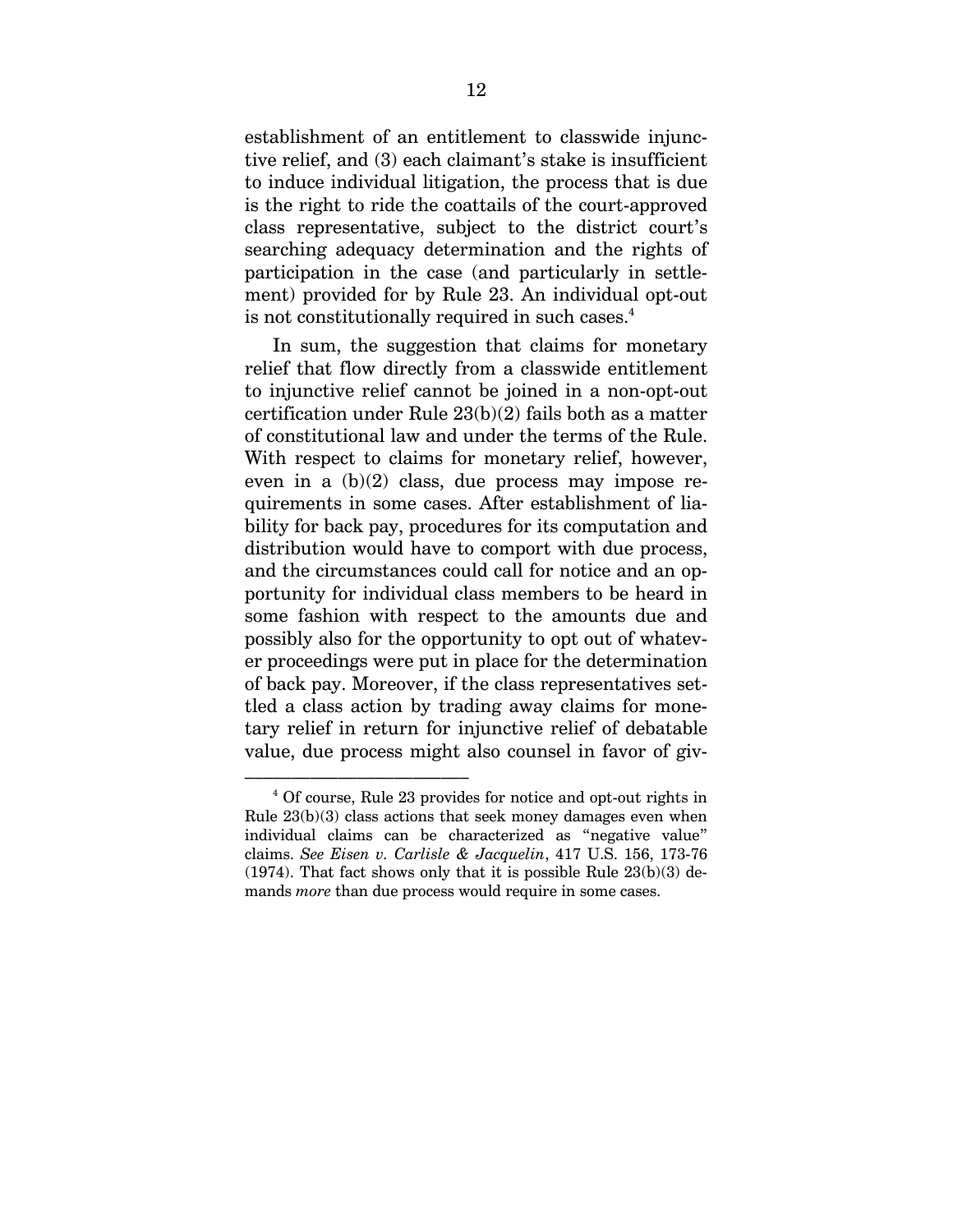establishment of an entitlement to classwide injunctive relief, and (3) each claimant's stake is insufficient to induce individual litigation, the process that is due is the right to ride the coattails of the court-approved class representative, subject to the district court's searching adequacy determination and the rights of participation in the case (and particularly in settlement) provided for by Rule 23. An individual opt-out is not constitutionally required in such cases.[4]

In sum, the suggestion that claims for monetary relief that flow directly from a classwide entitlement to injunctive relief cannot be joined in a non-opt-out certification under Rule 23(b)(2) fails both as a matter of constitutional law and under the terms of the Rule. With respect to claims for monetary relief, however, even in a (b)(2) class, due process may impose requirements in some cases. After establishment of liability for back pay, procedures for its computation and distribution would have to comport with due process, and the circumstances could call for notice and an opportunity for individual class members to be heard in some fashion with respect to the amounts due and possibly also for the opportunity to opt out of whatever proceedings were put in place for the determination of back pay. Moreover, if the class representatives settled a class action by trading away claims for monetary relief in return for injunctive relief of debatable value, due process might also counsel in favor of giv-

---

[4] Of course, Rule 23 provides for notice and opt-out rights in Rule 23(b)(3) class actions that seek money damages even when individual claims can be characterized as "negative value" claims. *See Eisen v. Carlisle & Jacquelin*, 417 U.S. 156, 173-76 (1974). That fact shows only that it is possible Rule 23(b)(3) demands *more* than due process would require in some cases.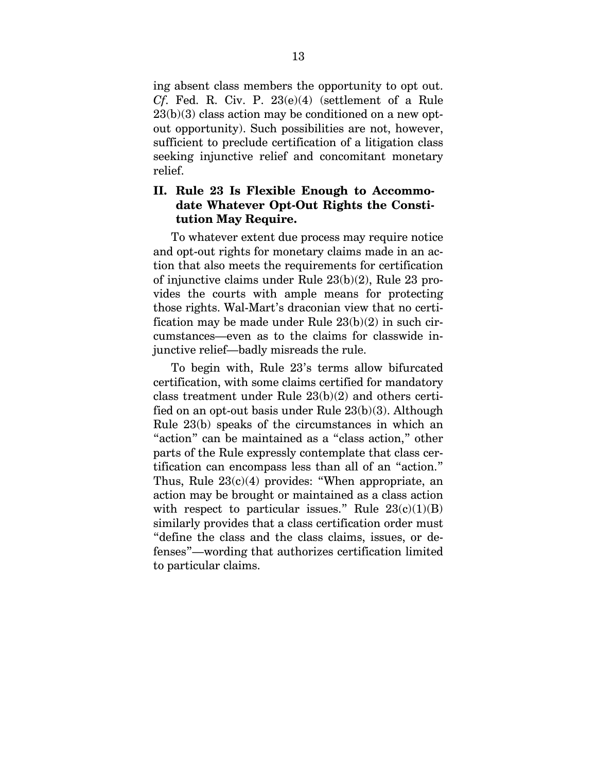ing absent class members the opportunity to opt out. *Cf*. Fed. R. Civ. P. 23(e)(4) (settlement of a Rule 23(b)(3) class action may be conditioned on a new opt-out opportunity). Such possibilities are not, however, sufficient to preclude certification of a litigation class seeking injunctive relief and concomitant monetary relief.

## II. Rule 23 Is Flexible Enough to Accommodate Whatever Opt-Out Rights the Constitution May Require.

To whatever extent due process may require notice and opt-out rights for monetary claims made in an action that also meets the requirements for certification of injunctive claims under Rule 23(b)(2), Rule 23 provides the courts with ample means for protecting those rights. Wal-Mart's draconian view that no certification may be made under Rule 23(b)(2) in such circumstances—even as to the claims for classwide injunctive relief—badly misreads the rule.

To begin with, Rule 23's terms allow bifurcated certification, with some claims certified for mandatory class treatment under Rule 23(b)(2) and others certified on an opt-out basis under Rule 23(b)(3). Although Rule 23(b) speaks of the circumstances in which an "action" can be maintained as a "class action," other parts of the Rule expressly contemplate that class certification can encompass less than all of an "action." Thus, Rule 23(c)(4) provides: "When appropriate, an action may be brought or maintained as a class action with respect to particular issues." Rule 23(c)(1)(B) similarly provides that a class certification order must "define the class and the class claims, issues, or defenses"—wording that authorizes certification limited to particular claims.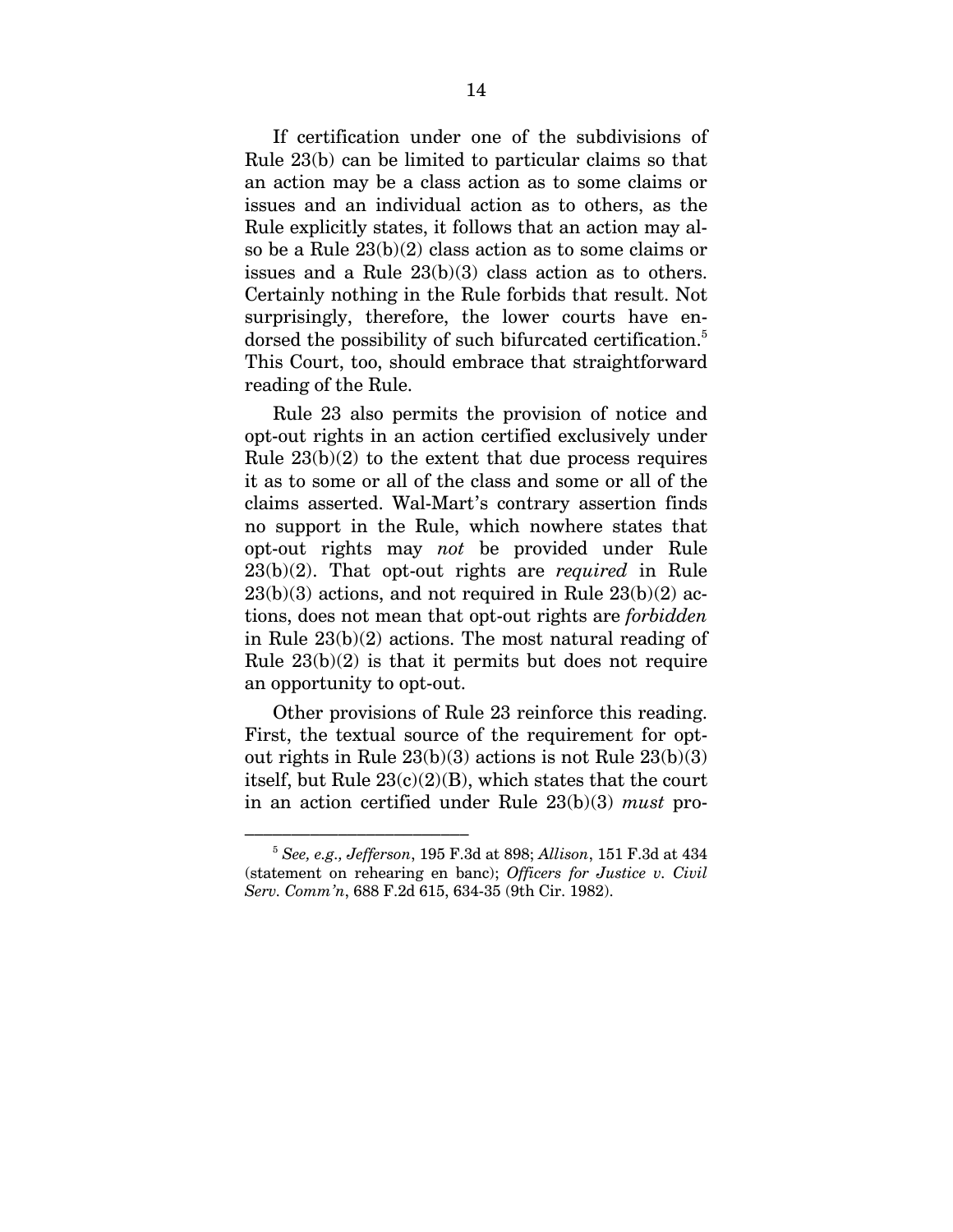If certification under one of the subdivisions of Rule 23(b) can be limited to particular claims so that an action may be a class action as to some claims or issues and an individual action as to others, as the Rule explicitly states, it follows that an action may also be a Rule 23(b)(2) class action as to some claims or issues and a Rule 23(b)(3) class action as to others. Certainly nothing in the Rule forbids that result. Not surprisingly, therefore, the lower courts have endorsed the possibility of such bifurcated certification.[5] This Court, too, should embrace that straightforward reading of the Rule.

Rule 23 also permits the provision of notice and opt-out rights in an action certified exclusively under Rule 23(b)(2) to the extent that due process requires it as to some or all of the class and some or all of the claims asserted. Wal-Mart's contrary assertion finds no support in the Rule, which nowhere states that opt-out rights may *not* be provided under Rule 23(b)(2). That opt-out rights are *required* in Rule 23(b)(3) actions, and not required in Rule 23(b)(2) actions, does not mean that opt-out rights are *forbidden* in Rule 23(b)(2) actions. The most natural reading of Rule 23(b)(2) is that it permits but does not require an opportunity to opt-out.

Other provisions of Rule 23 reinforce this reading. First, the textual source of the requirement for opt-out rights in Rule 23(b)(3) actions is not Rule 23(b)(3) itself, but Rule 23(c)(2)(B), which states that the court in an action certified under Rule 23(b)(3) *must* pro-

---

[5] *See, e.g., Jefferson*, 195 F.3d at 898; *Allison*, 151 F.3d at 434 (statement on rehearing en banc); *Officers for Justice v. Civil Serv. Comm'n*, 688 F.2d 615, 634-35 (9th Cir. 1982).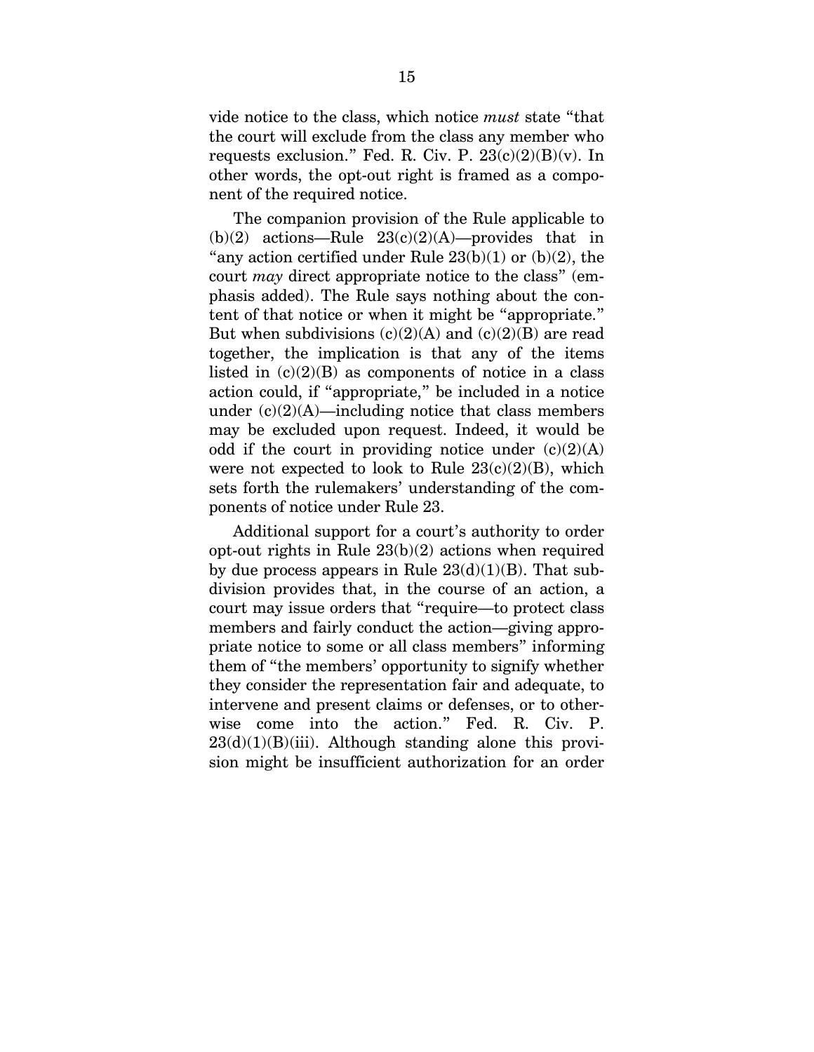vide notice to the class, which notice *must* state "that the court will exclude from the class any member who requests exclusion." Fed. R. Civ. P. 23(c)(2)(B)(v). In other words, the opt-out right is framed as a component of the required notice.

The companion provision of the Rule applicable to (b)(2) actions—Rule 23(c)(2)(A)—provides that in "any action certified under Rule 23(b)(1) or (b)(2), the court *may* direct appropriate notice to the class" (emphasis added). The Rule says nothing about the content of that notice or when it might be "appropriate." But when subdivisions (c)(2)(A) and (c)(2)(B) are read together, the implication is that any of the items listed in (c)(2)(B) as components of notice in a class action could, if "appropriate," be included in a notice under (c)(2)(A)—including notice that class members may be excluded upon request. Indeed, it would be odd if the court in providing notice under (c)(2)(A) were not expected to look to Rule 23(c)(2)(B), which sets forth the rulemakers' understanding of the components of notice under Rule 23.

Additional support for a court's authority to order opt-out rights in Rule 23(b)(2) actions when required by due process appears in Rule 23(d)(1)(B). That subdivision provides that, in the course of an action, a court may issue orders that "require—to protect class members and fairly conduct the action—giving appropriate notice to some or all class members" informing them of "the members' opportunity to signify whether they consider the representation fair and adequate, to intervene and present claims or defenses, or to otherwise come into the action." Fed. R. Civ. P. 23(d)(1)(B)(iii). Although standing alone this provision might be insufficient authorization for an order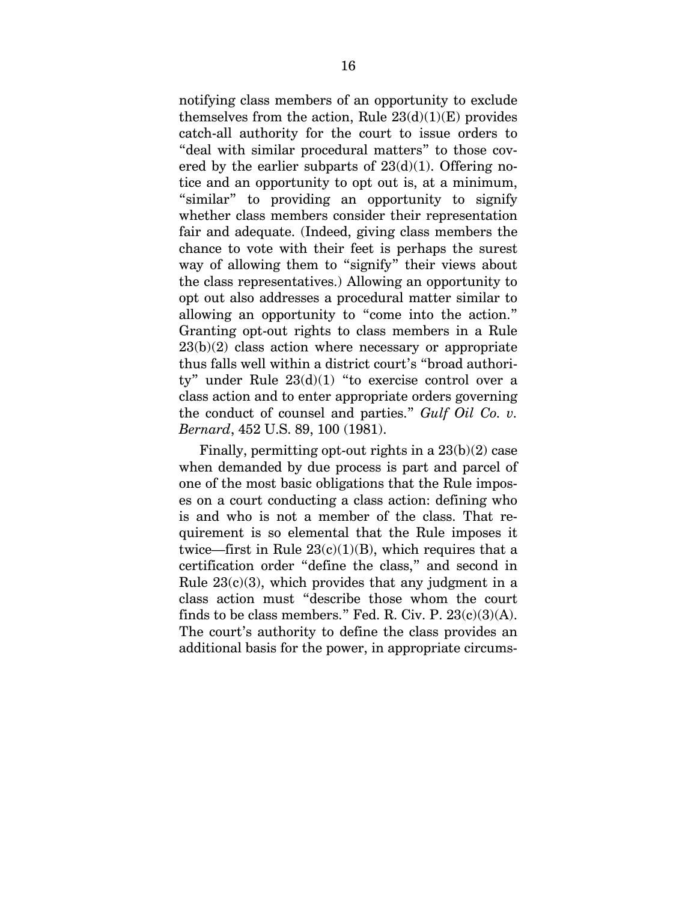notifying class members of an opportunity to exclude themselves from the action, Rule 23(d)(1)(E) provides catch-all authority for the court to issue orders to "deal with similar procedural matters" to those covered by the earlier subparts of 23(d)(1). Offering notice and an opportunity to opt out is, at a minimum, "similar" to providing an opportunity to signify whether class members consider their representation fair and adequate. (Indeed, giving class members the chance to vote with their feet is perhaps the surest way of allowing them to "signify" their views about the class representatives.) Allowing an opportunity to opt out also addresses a procedural matter similar to allowing an opportunity to "come into the action." Granting opt-out rights to class members in a Rule 23(b)(2) class action where necessary or appropriate thus falls well within a district court's "broad authority" under Rule 23(d)(1) "to exercise control over a class action and to enter appropriate orders governing the conduct of counsel and parties." *Gulf Oil Co. v. Bernard*, 452 U.S. 89, 100 (1981).

Finally, permitting opt-out rights in a 23(b)(2) case when demanded by due process is part and parcel of one of the most basic obligations that the Rule imposes on a court conducting a class action: defining who is and who is not a member of the class. That requirement is so elemental that the Rule imposes it twice—first in Rule 23(c)(1)(B), which requires that a certification order "define the class," and second in Rule 23(c)(3), which provides that any judgment in a class action must "describe those whom the court finds to be class members." Fed. R. Civ. P. 23(c)(3)(A). The court's authority to define the class provides an additional basis for the power, in appropriate circums-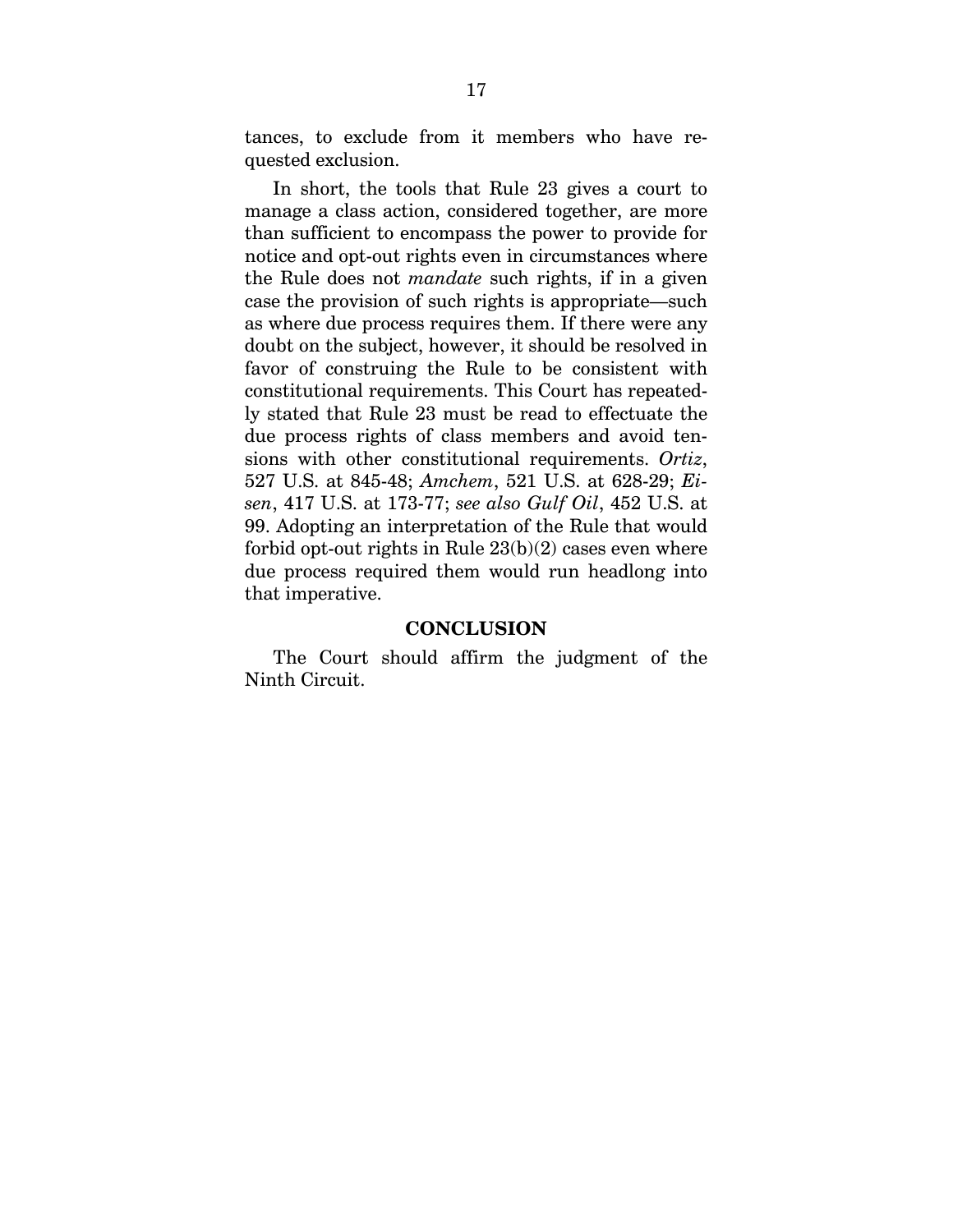tances, to exclude from it members who have requested exclusion.

In short, the tools that Rule 23 gives a court to manage a class action, considered together, are more than sufficient to encompass the power to provide for notice and opt-out rights even in circumstances where the Rule does not *mandate* such rights, if in a given case the provision of such rights is appropriate—such as where due process requires them. If there were any doubt on the subject, however, it should be resolved in favor of construing the Rule to be consistent with constitutional requirements. This Court has repeatedly stated that Rule 23 must be read to effectuate the due process rights of class members and avoid tensions with other constitutional requirements. *Ortiz*, 527 U.S. at 845-48; *Amchem*, 521 U.S. at 628-29; *Eisen*, 417 U.S. at 173-77; *see also Gulf Oil*, 452 U.S. at 99. Adopting an interpretation of the Rule that would forbid opt-out rights in Rule 23(b)(2) cases even where due process required them would run headlong into that imperative.

## CONCLUSION

The Court should affirm the judgment of the Ninth Circuit.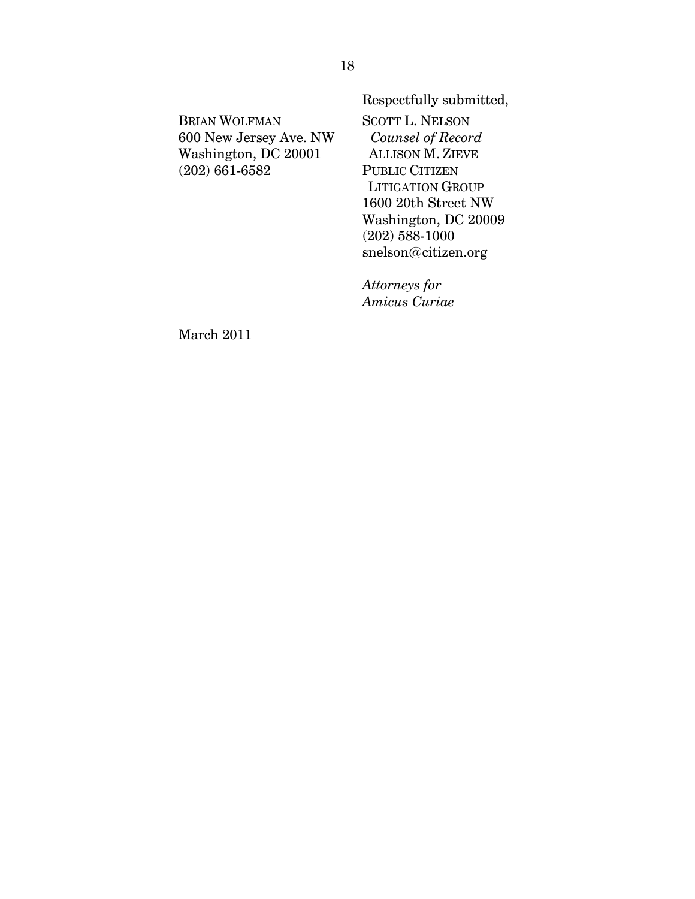Respectfully submitted,

BRIAN WOLFMAN
600 New Jersey Ave. NW
Washington, DC 20001
(202) 661-6582

SCOTT L. NELSON
*Counsel of Record*
ALLISON M. ZIEVE
PUBLIC CITIZEN
LITIGATION GROUP
1600 20th Street NW
Washington, DC 20009
(202) 588-1000
snelson@citizen.org

*Attorneys for Amicus Curiae*

March 2011